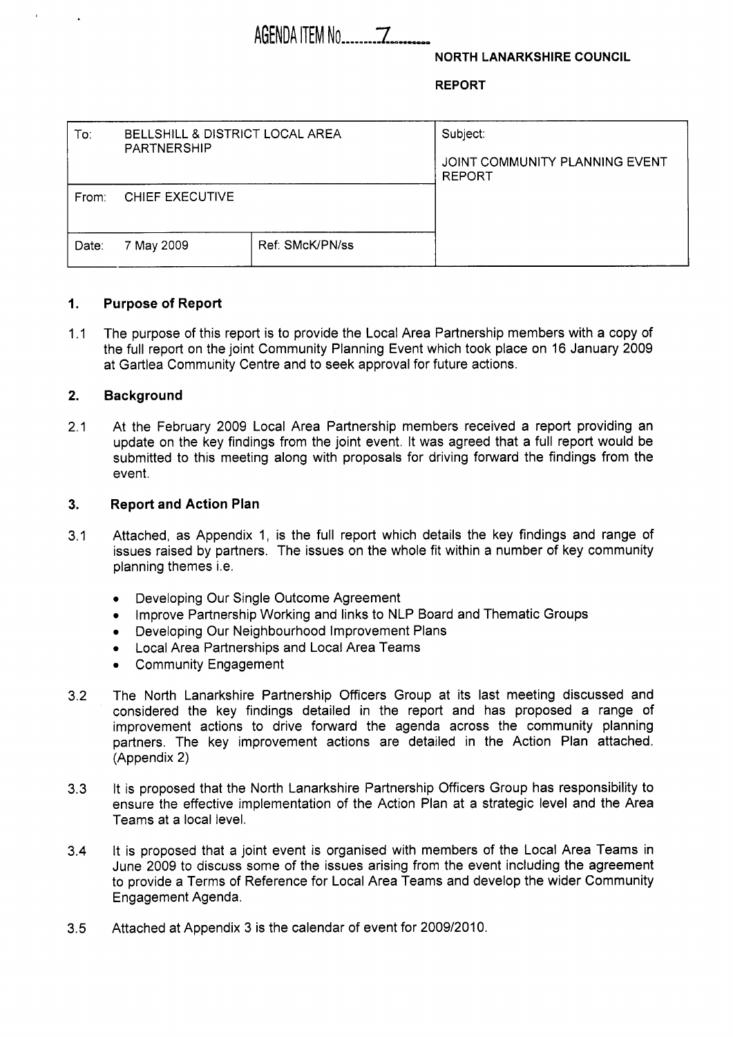AGENDA ITEM No. 7

**NORTH LANARKSHIRE COUNCIL**

**REPORT**

| To: BELLSHILL & DISTRICT LOCAL AREA PARTNERSHIP | | Subject: JOINT COMMUNITY PLANNING EVENT REPORT |
|---|---|---|
| From: CHIEF EXECUTIVE | | |
| Date: 7 May 2009 | Ref: SMcK/PN/ss | |

## 1. Purpose of Report

1.1 The purpose of this report is to provide the Local Area Partnership members with a copy of the full report on the joint Community Planning Event which took place on 16 January 2009 at Gartlea Community Centre and to seek approval for future actions.

## 2. Background

2.1 At the February 2009 Local Area Partnership members received a report providing an update on the key findings from the joint event. It was agreed that a full report would be submitted to this meeting along with proposals for driving forward the findings from the event.

## 3. Report and Action Plan

3.1 Attached, as Appendix 1, is the full report which details the key findings and range of issues raised by partners. The issues on the whole fit within a number of key community planning themes i.e.

- Developing Our Single Outcome Agreement
- Improve Partnership Working and links to NLP Board and Thematic Groups
- Developing Our Neighbourhood Improvement Plans
- Local Area Partnerships and Local Area Teams
- Community Engagement

3.2 The North Lanarkshire Partnership Officers Group at its last meeting discussed and considered the key findings detailed in the report and has proposed a range of improvement actions to drive forward the agenda across the community planning partners. The key improvement actions are detailed in the Action Plan attached. (Appendix 2)

3.3 It is proposed that the North Lanarkshire Partnership Officers Group has responsibility to ensure the effective implementation of the Action Plan at a strategic level and the Area Teams at a local level.

3.4 It is proposed that a joint event is organised with members of the Local Area Teams in June 2009 to discuss some of the issues arising from the event including the agreement to provide a Terms of Reference for Local Area Teams and develop the wider Community Engagement Agenda.

3.5 Attached at Appendix 3 is the calendar of event for 2009/2010.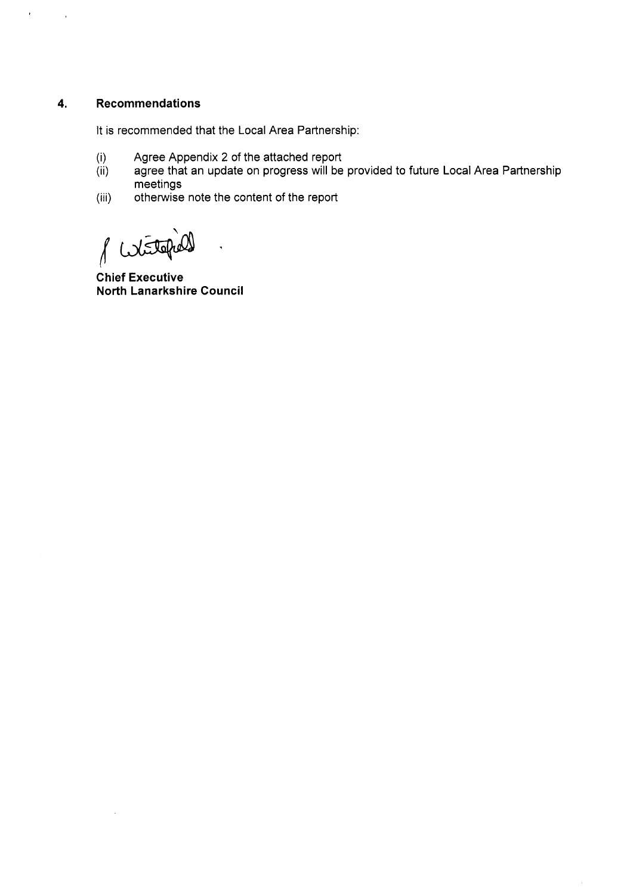## 4. Recommendations

It is recommended that the Local Area Partnership:

(i) Agree Appendix 2 of the attached report
(ii) agree that an update on progress will be provided to future Local Area Partnership meetings
(iii) otherwise note the content of the report

**Chief Executive**
**North Lanarkshire Council**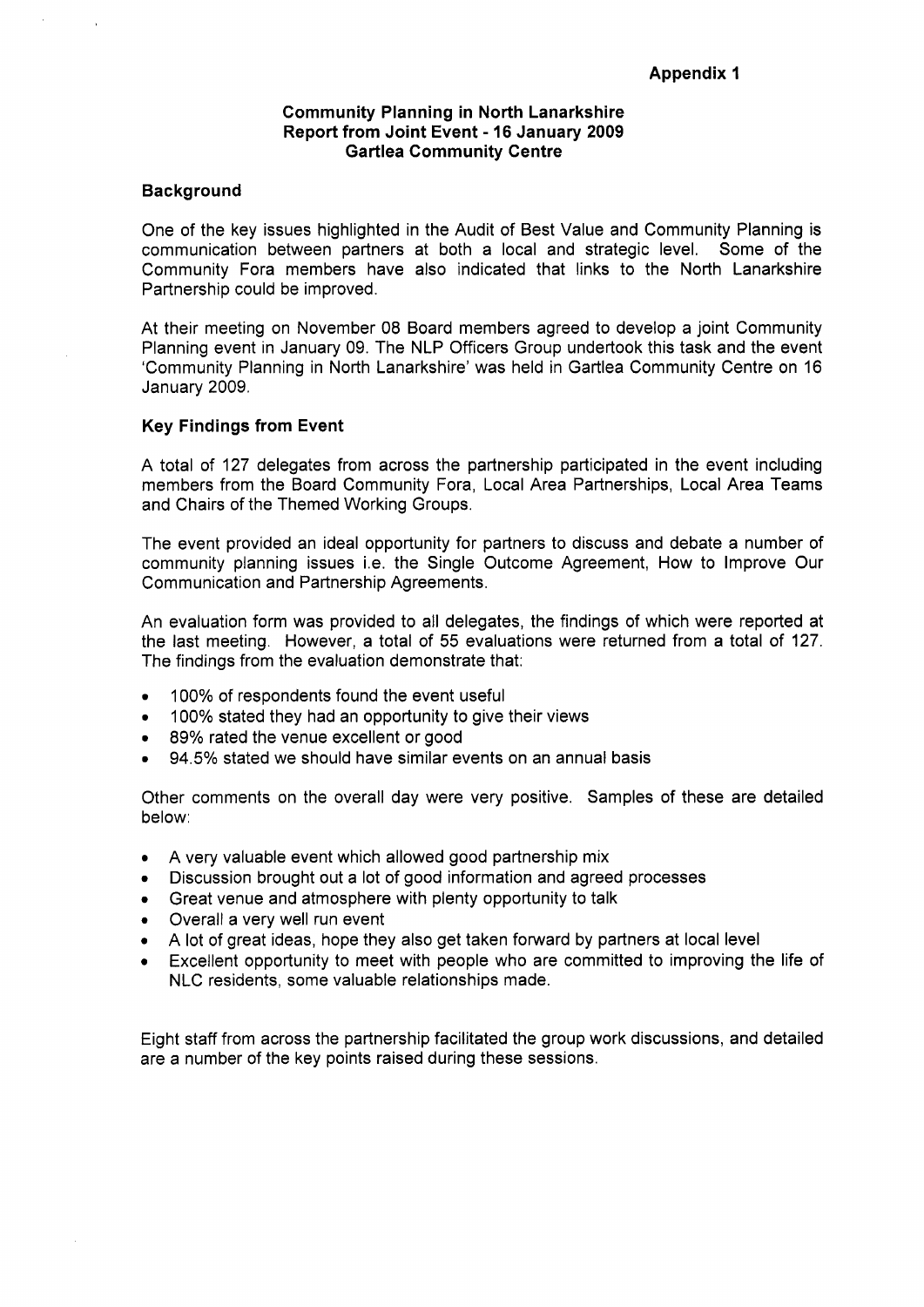**Appendix 1**

# Community Planning in North Lanarkshire
## Report from Joint Event - 16 January 2009
## Gartlea Community Centre

### Background

One of the key issues highlighted in the Audit of Best Value and Community Planning is communication between partners at both a local and strategic level. Some of the Community Fora members have also indicated that links to the North Lanarkshire Partnership could be improved.

At their meeting on November 08 Board members agreed to develop a joint Community Planning event in January 09. The NLP Officers Group undertook this task and the event 'Community Planning in North Lanarkshire' was held in Gartlea Community Centre on 16 January 2009.

### Key Findings from Event

A total of 127 delegates from across the partnership participated in the event including members from the Board Community Fora, Local Area Partnerships, Local Area Teams and Chairs of the Themed Working Groups.

The event provided an ideal opportunity for partners to discuss and debate a number of community planning issues i.e. the Single Outcome Agreement, How to Improve Our Communication and Partnership Agreements.

An evaluation form was provided to all delegates, the findings of which were reported at the last meeting. However, a total of 55 evaluations were returned from a total of 127. The findings from the evaluation demonstrate that:

- 100% of respondents found the event useful
- 100% stated they had an opportunity to give their views
- 89% rated the venue excellent or good
- 94.5% stated we should have similar events on an annual basis

Other comments on the overall day were very positive. Samples of these are detailed below:

- A very valuable event which allowed good partnership mix
- Discussion brought out a lot of good information and agreed processes
- Great venue and atmosphere with plenty opportunity to talk
- Overall a very well run event
- A lot of great ideas, hope they also get taken forward by partners at local level
- Excellent opportunity to meet with people who are committed to improving the life of NLC residents, some valuable relationships made.

Eight staff from across the partnership facilitated the group work discussions, and detailed are a number of the key points raised during these sessions.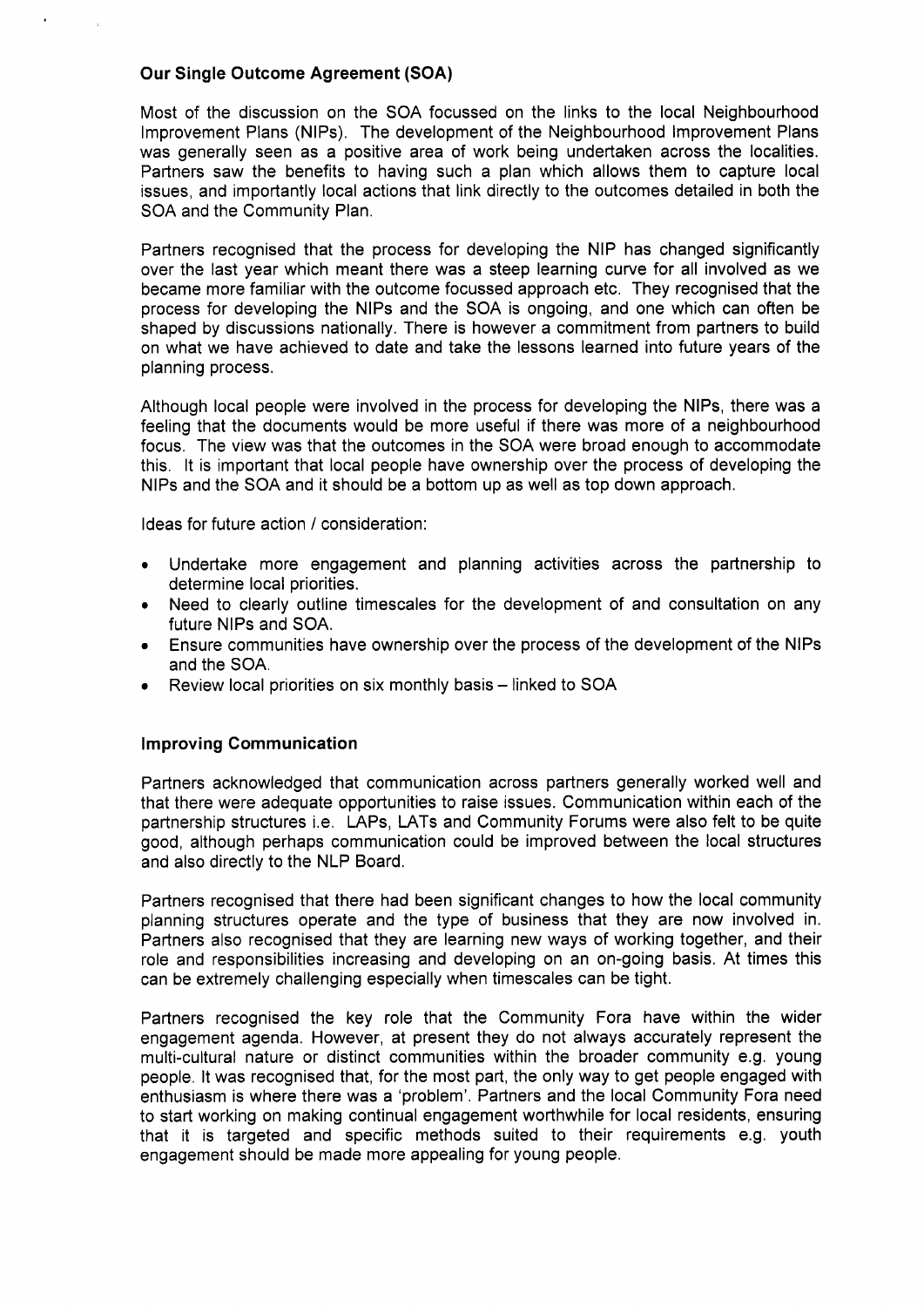### Our Single Outcome Agreement (SOA)

Most of the discussion on the SOA focussed on the links to the local Neighbourhood Improvement Plans (NIPs). The development of the Neighbourhood Improvement Plans was generally seen as a positive area of work being undertaken across the localities. Partners saw the benefits to having such a plan which allows them to capture local issues, and importantly local actions that link directly to the outcomes detailed in both the SOA and the Community Plan.

Partners recognised that the process for developing the NIP has changed significantly over the last year which meant there was a steep learning curve for all involved as we became more familiar with the outcome focussed approach etc. They recognised that the process for developing the NIPs and the SOA is ongoing, and one which can often be shaped by discussions nationally. There is however a commitment from partners to build on what we have achieved to date and take the lessons learned into future years of the planning process.

Although local people were involved in the process for developing the NIPs, there was a feeling that the documents would be more useful if there was more of a neighbourhood focus. The view was that the outcomes in the SOA were broad enough to accommodate this. It is important that local people have ownership over the process of developing the NIPs and the SOA and it should be a bottom up as well as top down approach.

Ideas for future action / consideration:

- Undertake more engagement and planning activities across the partnership to determine local priorities.
- Need to clearly outline timescales for the development of and consultation on any future NIPs and SOA.
- Ensure communities have ownership over the process of the development of the NIPs and the SOA.
- Review local priorities on six monthly basis – linked to SOA

### Improving Communication

Partners acknowledged that communication across partners generally worked well and that there were adequate opportunities to raise issues. Communication within each of the partnership structures i.e. LAPs, LATs and Community Forums were also felt to be quite good, although perhaps communication could be improved between the local structures and also directly to the NLP Board.

Partners recognised that there had been significant changes to how the local community planning structures operate and the type of business that they are now involved in. Partners also recognised that they are learning new ways of working together, and their role and responsibilities increasing and developing on an on-going basis. At times this can be extremely challenging especially when timescales can be tight.

Partners recognised the key role that the Community Fora have within the wider engagement agenda. However, at present they do not always accurately represent the multi-cultural nature or distinct communities within the broader community e.g. young people. It was recognised that, for the most part, the only way to get people engaged with enthusiasm is where there was a 'problem'. Partners and the local Community Fora need to start working on making continual engagement worthwhile for local residents, ensuring that it is targeted and specific methods suited to their requirements e.g. youth engagement should be made more appealing for young people.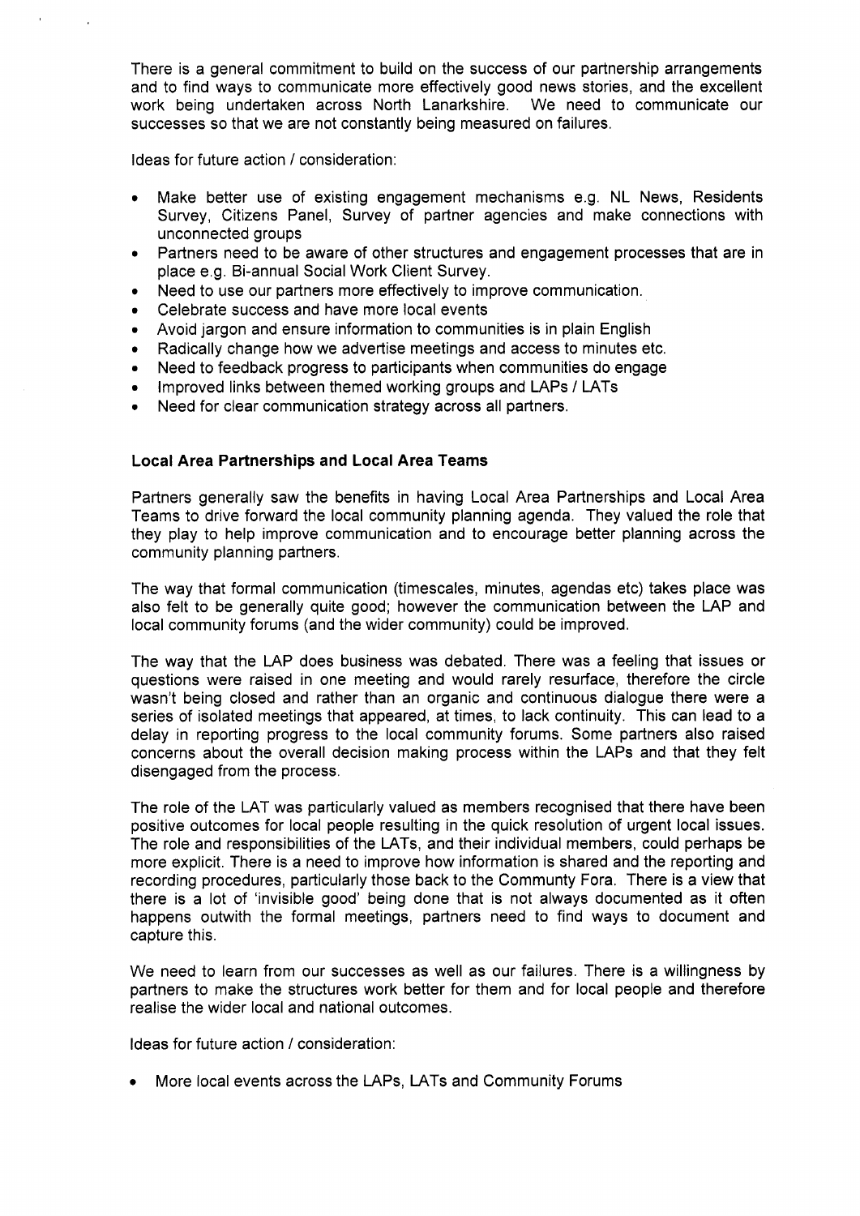There is a general commitment to build on the success of our partnership arrangements and to find ways to communicate more effectively good news stories, and the excellent work being undertaken across North Lanarkshire. We need to communicate our successes so that we are not constantly being measured on failures.

Ideas for future action / consideration:

- Make better use of existing engagement mechanisms e.g. NL News, Residents Survey, Citizens Panel, Survey of partner agencies and make connections with unconnected groups
- Partners need to be aware of other structures and engagement processes that are in place e.g. Bi-annual Social Work Client Survey.
- Need to use our partners more effectively to improve communication.
- Celebrate success and have more local events
- Avoid jargon and ensure information to communities is in plain English
- Radically change how we advertise meetings and access to minutes etc.
- Need to feedback progress to participants when communities do engage
- Improved links between themed working groups and LAPs / LATs
- Need for clear communication strategy across all partners.

### Local Area Partnerships and Local Area Teams

Partners generally saw the benefits in having Local Area Partnerships and Local Area Teams to drive forward the local community planning agenda. They valued the role that they play to help improve communication and to encourage better planning across the community planning partners.

The way that formal communication (timescales, minutes, agendas etc) takes place was also felt to be generally quite good; however the communication between the LAP and local community forums (and the wider community) could be improved.

The way that the LAP does business was debated. There was a feeling that issues or questions were raised in one meeting and would rarely resurface, therefore the circle wasn't being closed and rather than an organic and continuous dialogue there were a series of isolated meetings that appeared, at times, to lack continuity. This can lead to a delay in reporting progress to the local community forums. Some partners also raised concerns about the overall decision making process within the LAPs and that they felt disengaged from the process.

The role of the LAT was particularly valued as members recognised that there have been positive outcomes for local people resulting in the quick resolution of urgent local issues. The role and responsibilities of the LATs, and their individual members, could perhaps be more explicit. There is a need to improve how information is shared and the reporting and recording procedures, particularly those back to the Communty Fora. There is a view that there is a lot of 'invisible good' being done that is not always documented as it often happens outwith the formal meetings, partners need to find ways to document and capture this.

We need to learn from our successes as well as our failures. There is a willingness by partners to make the structures work better for them and for local people and therefore realise the wider local and national outcomes.

Ideas for future action / consideration:

- More local events across the LAPs, LATs and Community Forums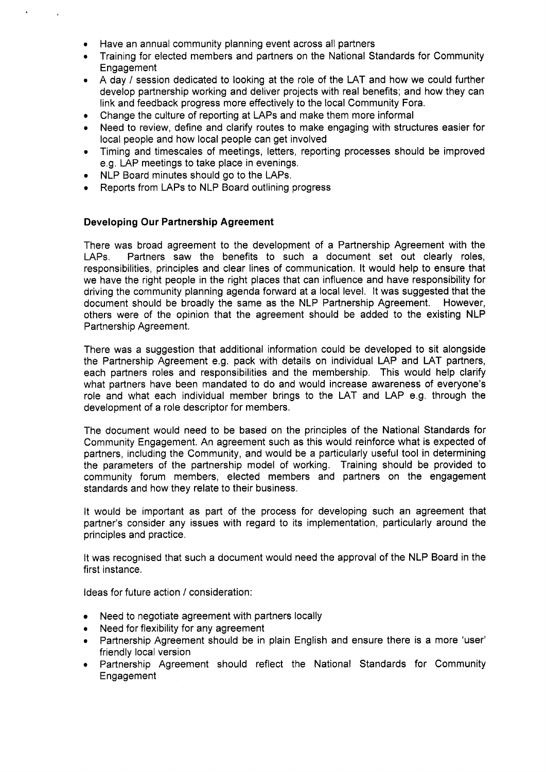- Have an annual community planning event across all partners
- Training for elected members and partners on the National Standards for Community Engagement
- A day / session dedicated to looking at the role of the LAT and how we could further develop partnership working and deliver projects with real benefits; and how they can link and feedback progress more effectively to the local Community Fora.
- Change the culture of reporting at LAPs and make them more informal
- Need to review, define and clarify routes to make engaging with structures easier for local people and how local people can get involved
- Timing and timescales of meetings, letters, reporting processes should be improved e.g. LAP meetings to take place in evenings.
- NLP Board minutes should go to the LAPs.
- Reports from LAPs to NLP Board outlining progress

**Developing Our Partnership Agreement**

There was broad agreement to the development of a Partnership Agreement with the LAPs. Partners saw the benefits to such a document set out clearly roles, responsibilities, principles and clear lines of communication. It would help to ensure that we have the right people in the right places that can influence and have responsibility for driving the community planning agenda forward at a local level. It was suggested that the document should be broadly the same as the NLP Partnership Agreement. However, others were of the opinion that the agreement should be added to the existing NLP Partnership Agreement.

There was a suggestion that additional information could be developed to sit alongside the Partnership Agreement e.g. pack with details on individual LAP and LAT partners, each partners roles and responsibilities and the membership. This would help clarify what partners have been mandated to do and would increase awareness of everyone's role and what each individual member brings to the LAT and LAP e.g. through the development of a role descriptor for members.

The document would need to be based on the principles of the National Standards for Community Engagement. An agreement such as this would reinforce what is expected of partners, including the Community, and would be a particularly useful tool in determining the parameters of the partnership model of working. Training should be provided to community forum members, elected members and partners on the engagement standards and how they relate to their business.

It would be important as part of the process for developing such an agreement that partner's consider any issues with regard to its implementation, particularly around the principles and practice.

It was recognised that such a document would need the approval of the NLP Board in the first instance.

Ideas for future action / consideration:

- Need to negotiate agreement with partners locally
- Need for flexibility for any agreement
- Partnership Agreement should be in plain English and ensure there is a more 'user' friendly local version
- Partnership Agreement should reflect the National Standards for Community Engagement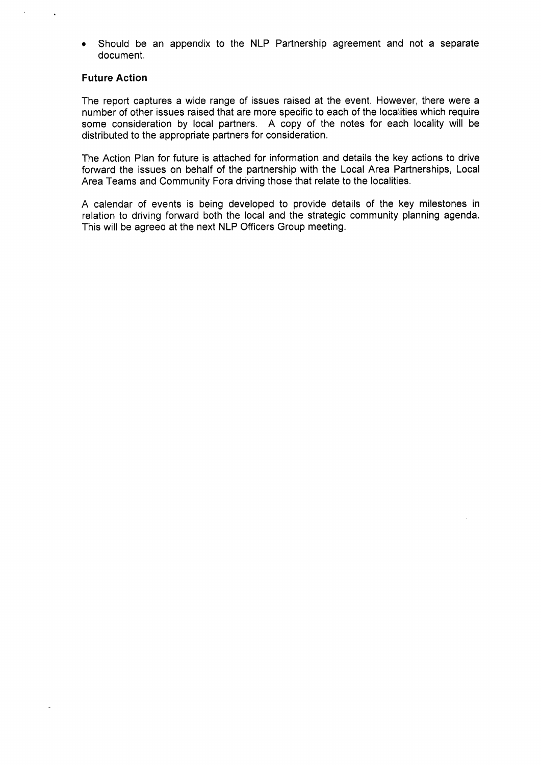- Should be an appendix to the NLP Partnership agreement and not a separate document.

**Future Action**

The report captures a wide range of issues raised at the event. However, there were a number of other issues raised that are more specific to each of the localities which require some consideration by local partners. A copy of the notes for each locality will be distributed to the appropriate partners for consideration.

The Action Plan for future is attached for information and details the key actions to drive forward the issues on behalf of the partnership with the Local Area Partnerships, Local Area Teams and Community Fora driving those that relate to the localities.

A calendar of events is being developed to provide details of the key milestones in relation to driving forward both the local and the strategic community planning agenda. This will be agreed at the next NLP Officers Group meeting.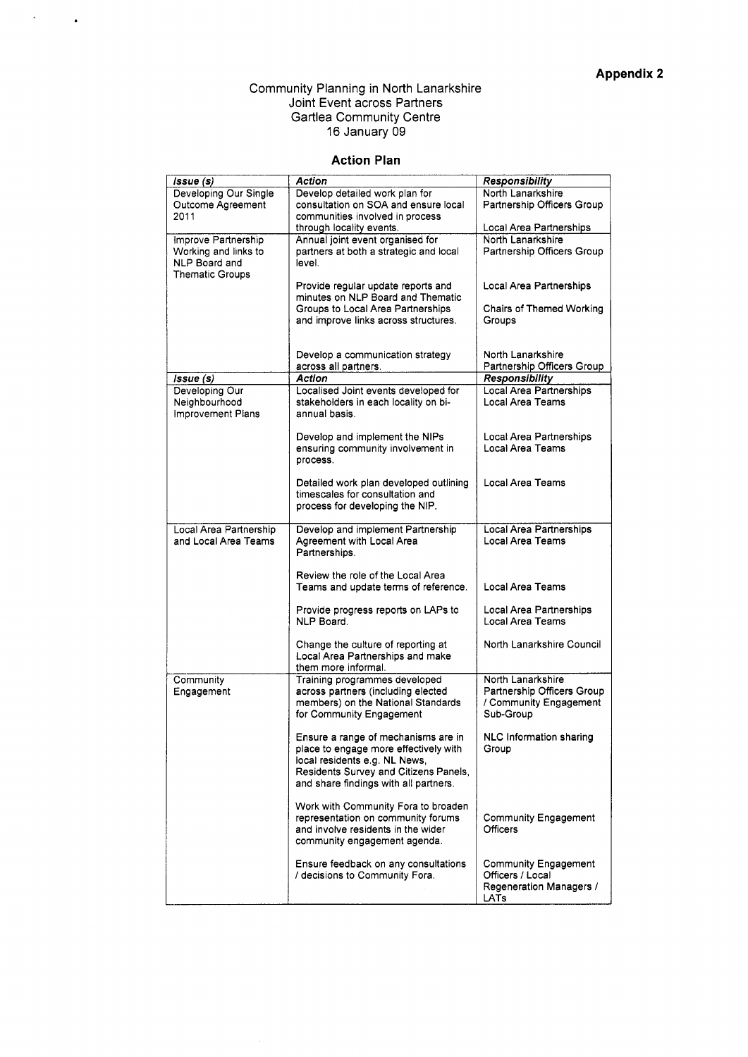**Appendix 2**

Community Planning in North Lanarkshire
Joint Event across Partners
Gartlea Community Centre
16 January 09

## Action Plan

| *Issue (s)* | *Action* | *Responsibility* |
|---|---|---|
| Developing Our Single Outcome Agreement 2011 | Develop detailed work plan for consultation on SOA and ensure local communities involved in process through locality events. | North Lanarkshire Partnership Officers Group<br><br>Local Area Partnerships |
| Improve Partnership Working and links to NLP Board and Thematic Groups | Annual joint event organised for partners at both a strategic and local level. | North Lanarkshire Partnership Officers Group |
| | Provide regular update reports and minutes on NLP Board and Thematic Groups to Local Area Partnerships and improve links across structures. | Local Area Partnerships<br><br>Chairs of Themed Working Groups |
| | Develop a communication strategy across all partners. | North Lanarkshire Partnership Officers Group |
| *Issue (s)* | *Action* | *Responsibility* |
| Developing Our Neighbourhood Improvement Plans | Localised Joint events developed for stakeholders in each locality on bi-annual basis. | Local Area Partnerships<br>Local Area Teams |
| | Develop and implement the NIPs ensuring community involvement in process. | Local Area Partnerships<br>Local Area Teams |
| | Detailed work plan developed outlining timescales for consultation and process for developing the NIP. | Local Area Teams |
| Local Area Partnership and Local Area Teams | Develop and implement Partnership Agreement with Local Area Partnerships. | Local Area Partnerships<br>Local Area Teams |
| | Review the role of the Local Area Teams and update terms of reference. | Local Area Teams |
| | Provide progress reports on LAPs to NLP Board. | Local Area Partnerships<br>Local Area Teams |
| | Change the culture of reporting at Local Area Partnerships and make them more informal. | North Lanarkshire Council |
| Community Engagement | Training programmes developed across partners (including elected members) on the National Standards for Community Engagement | North Lanarkshire Partnership Officers Group / Community Engagement Sub-Group |
| | Ensure a range of mechanisms are in place to engage more effectively with local residents e.g. NL News, Residents Survey and Citizens Panels, and share findings with all partners. | NLC Information sharing Group |
| | Work with Community Fora to broaden representation on community forums and involve residents in the wider community engagement agenda. | Community Engagement Officers |
| | Ensure feedback on any consultations / decisions to Community Fora. | Community Engagement Officers / Local Regeneration Managers / LATs |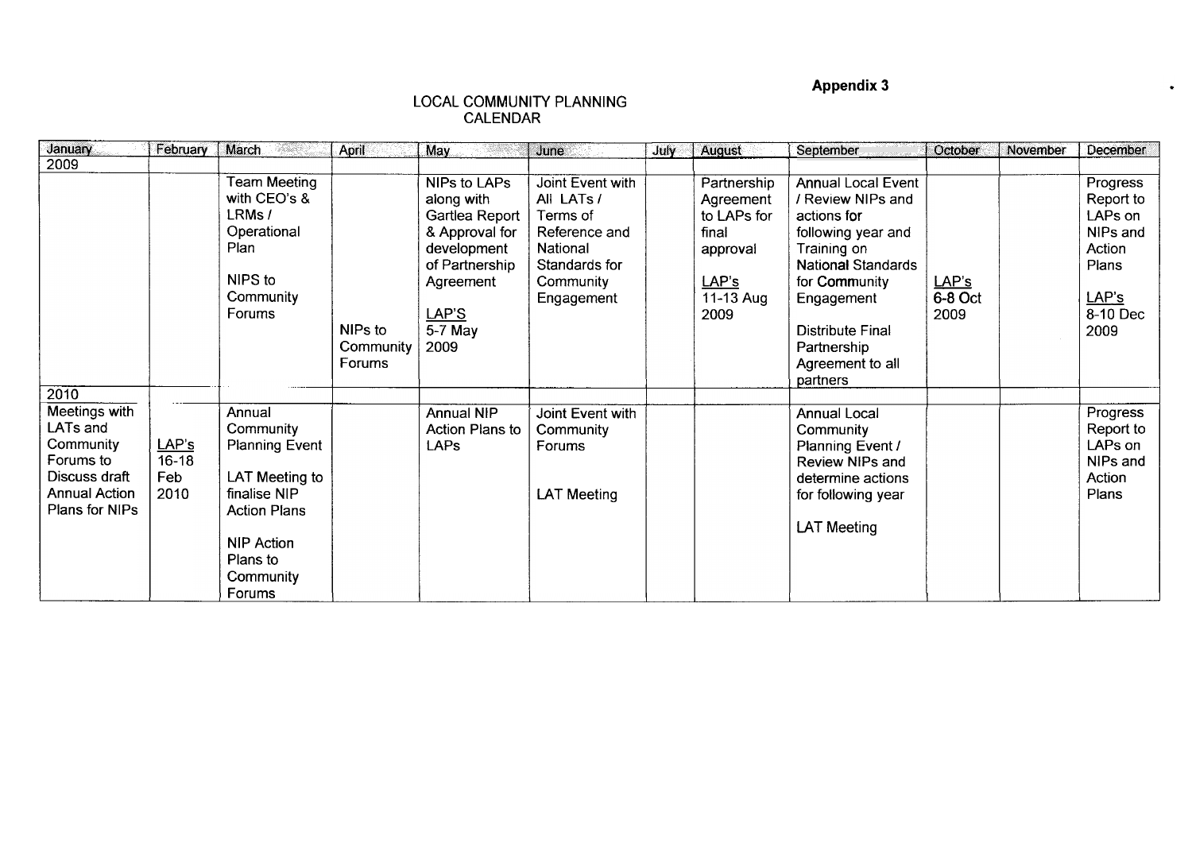**Appendix 3**

LOCAL COMMUNITY PLANNING
CALENDAR

| January | February | March | April | May | June | July | August | September | October | November | December |
|---|---|---|---|---|---|---|---|---|---|---|---|
| 2009 | | | | | | | | | | | |
| | | Team Meeting with CEO's & LRMs / Operational Plan<br><br>NIPS to Community Forums | NIPs to Community Forums | NIPs to LAPs along with Gartlea Report & Approval for development of Partnership Agreement<br><br>LAP'S 5-7 May 2009 | Joint Event with All LATs / Terms of Reference and National Standards for Community Engagement | | Partnership Agreement to LAPs for final approval<br><br>LAP's 11-13 Aug 2009 | Annual Local Event / Review NIPs and actions for following year and Training on National Standards for Community Engagement<br><br>Distribute Final Partnership Agreement to all partners | LAP's 6-8 Oct 2009 | | Progress Report to LAPs on NIPs and Action Plans<br><br>LAP's 8-10 Dec 2009 |
| 2010 | | | | | | | | | | | |
| Meetings with LATs and Community Forums to Discuss draft Annual Action Plans for NIPs | LAP's 16-18 Feb 2010 | Annual Community Planning Event<br><br>LAT Meeting to finalise NIP Action Plans<br><br>NIP Action Plans to Community Forums | | Annual NIP Action Plans to LAPs | Joint Event with Community Forums<br><br>LAT Meeting | | | Annual Local Community Planning Event / Review NIPs and determine actions for following year<br><br>LAT Meeting | | | Progress Report to LAPs on NIPs and Action Plans |